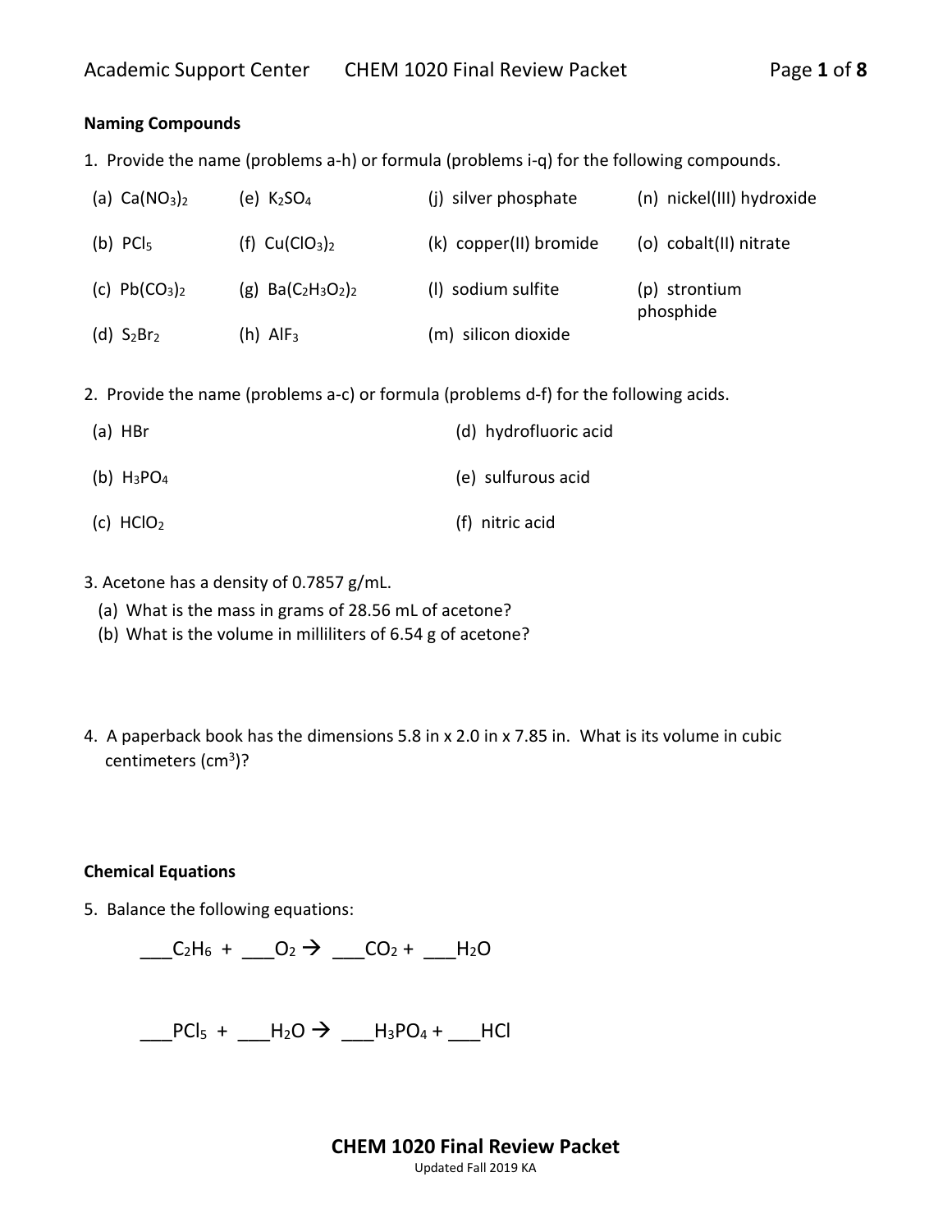## Naming Compounds

1. Provide the name (problems a-h) or formula (problems i-q) for the following compounds.

| | | | |
|---|---|---|---|
| (a) $Ca(NO_3)_2$ | (e) $K_2SO_4$ | (j) silver phosphate | (n) nickel(III) hydroxide |
| (b) $PCl_5$ | (f) $Cu(ClO_3)_2$ | (k) copper(II) bromide | (o) cobalt(II) nitrate |
| (c) $Pb(CO_3)_2$ | (g) $Ba(C_2H_3O_2)_2$ | (l) sodium sulfite | (p) strontium phosphide |
| (d) $S_2Br_2$ | (h) $AlF_3$ | (m) silicon dioxide | |

2. Provide the name (problems a-c) or formula (problems d-f) for the following acids.

| | |
|---|---|
| (a) HBr | (d) hydrofluoric acid |
| (b) $H_3PO_4$ | (e) sulfurous acid |
| (c) $HClO_2$ | (f) nitric acid |

3. Acetone has a density of 0.7857 g/mL.
   (a) What is the mass in grams of 28.56 mL of acetone?
   (b) What is the volume in milliliters of 6.54 g of acetone?

4. A paperback book has the dimensions 5.8 in x 2.0 in x 7.85 in. What is its volume in cubic centimeters ($cm^3$)?

## Chemical Equations

5. Balance the following equations:

$$\_\_\_C_2H_6 + \_\_\_O_2 \rightarrow \_\_\_CO_2 + \_\_\_H_2O$$

$$\_\_\_PCl_5 + \_\_\_H_2O \rightarrow \_\_\_H_3PO_4 + \_\_\_HCl$$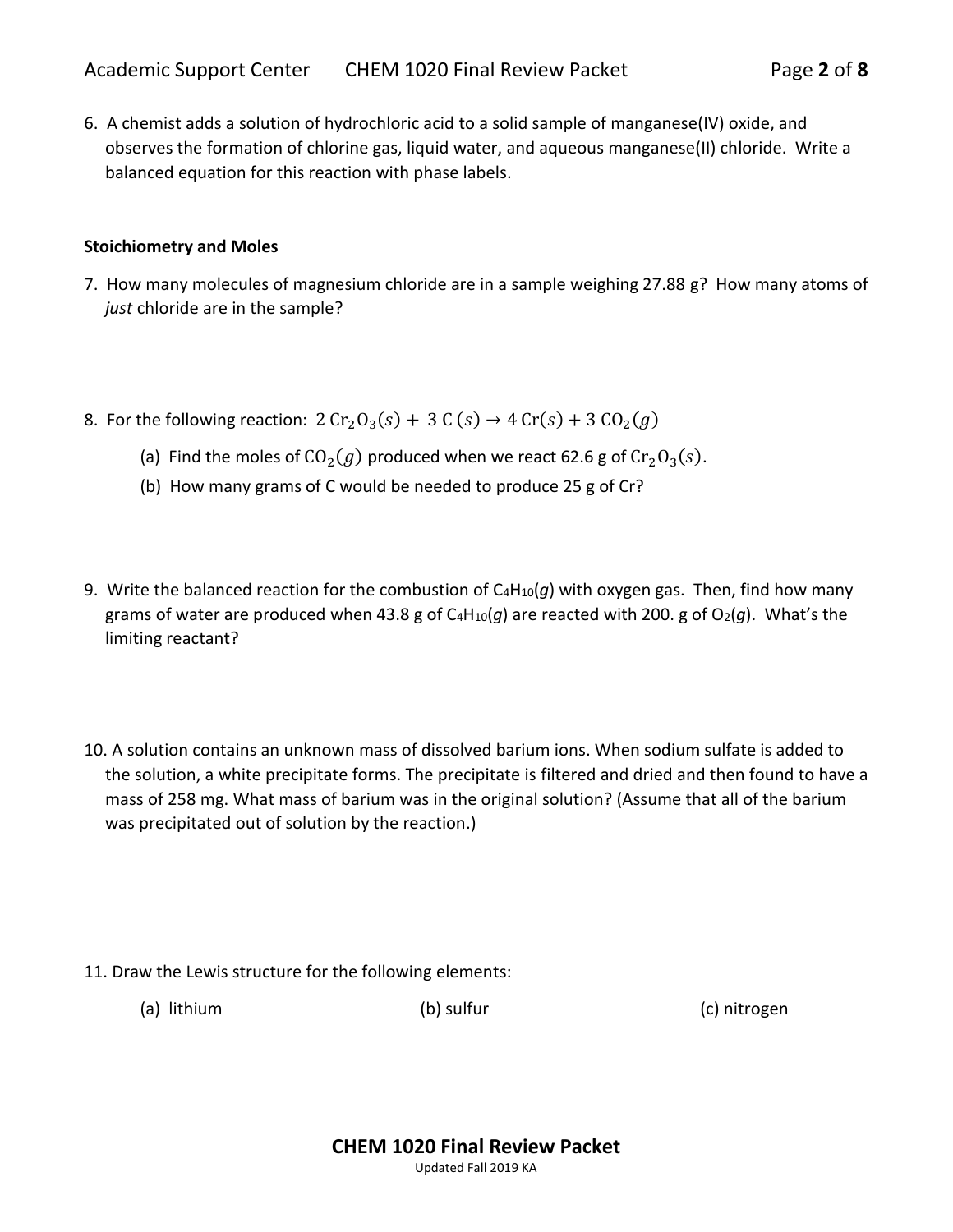6. A chemist adds a solution of hydrochloric acid to a solid sample of manganese(IV) oxide, and observes the formation of chlorine gas, liquid water, and aqueous manganese(II) chloride. Write a balanced equation for this reaction with phase labels.

**Stoichiometry and Moles**

7. How many molecules of magnesium chloride are in a sample weighing 27.88 g? How many atoms of *just* chloride are in the sample?

8. For the following reaction: $2\ Cr_2O_3(s) + 3\ C\ (s) \rightarrow 4\ Cr(s) + 3\ CO_2(g)$

   (a) Find the moles of $CO_2(g)$ produced when we react 62.6 g of $Cr_2O_3(s)$.

   (b) How many grams of C would be needed to produce 25 g of Cr?

9. Write the balanced reaction for the combustion of $C_4H_{10}(g)$ with oxygen gas. Then, find how many grams of water are produced when 43.8 g of $C_4H_{10}(g)$ are reacted with 200. g of $O_2(g)$. What's the limiting reactant?

10. A solution contains an unknown mass of dissolved barium ions. When sodium sulfate is added to the solution, a white precipitate forms. The precipitate is filtered and dried and then found to have a mass of 258 mg. What mass of barium was in the original solution? (Assume that all of the barium was precipitated out of solution by the reaction.)

11. Draw the Lewis structure for the following elements:

   (a) lithium

   (b) sulfur

   (c) nitrogen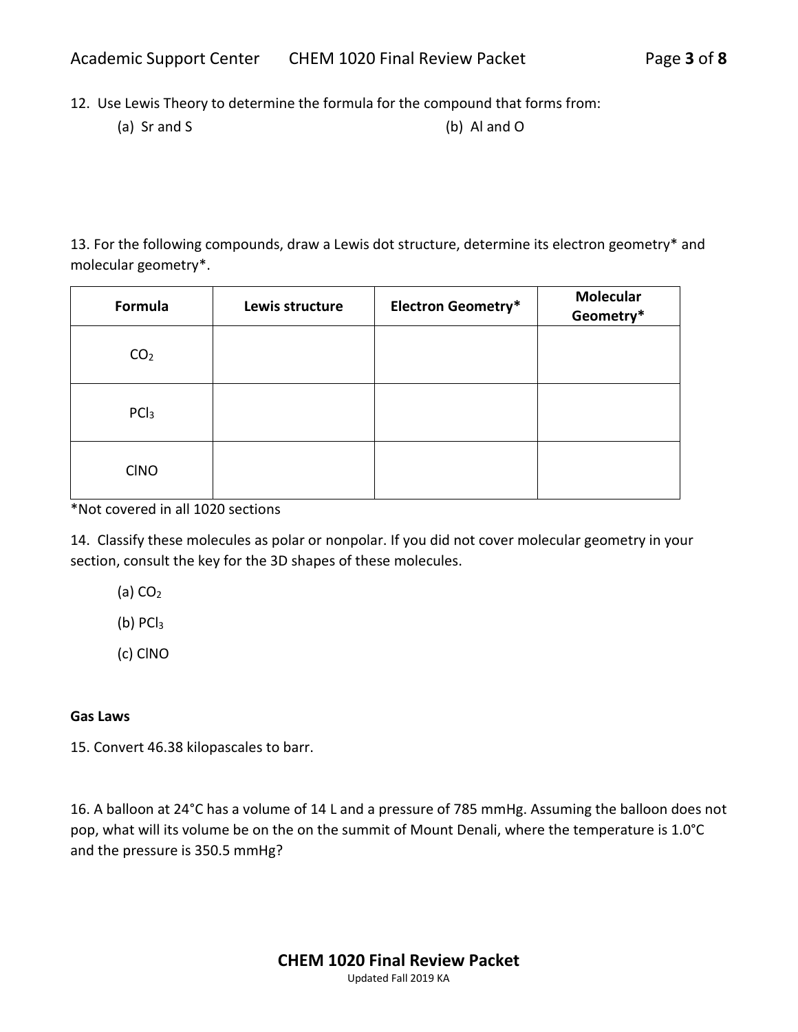12. Use Lewis Theory to determine the formula for the compound that forms from:

(a) Sr and S

(b) Al and O

13. For the following compounds, draw a Lewis dot structure, determine its electron geometry* and molecular geometry*.

| Formula | Lewis structure | Electron Geometry* | Molecular Geometry* |
|---|---|---|---|
| $CO_2$ | | | |
| $PCl_3$ | | | |
| ClNO | | | |

*Not covered in all 1020 sections

14. Classify these molecules as polar or nonpolar. If you did not cover molecular geometry in your section, consult the key for the 3D shapes of these molecules.

(a) $CO_2$

(b) $PCl_3$

(c) ClNO

**Gas Laws**

15. Convert 46.38 kilopascales to barr.

16. A balloon at 24°C has a volume of 14 L and a pressure of 785 mmHg. Assuming the balloon does not pop, what will its volume be on the on the summit of Mount Denali, where the temperature is 1.0°C and the pressure is 350.5 mmHg?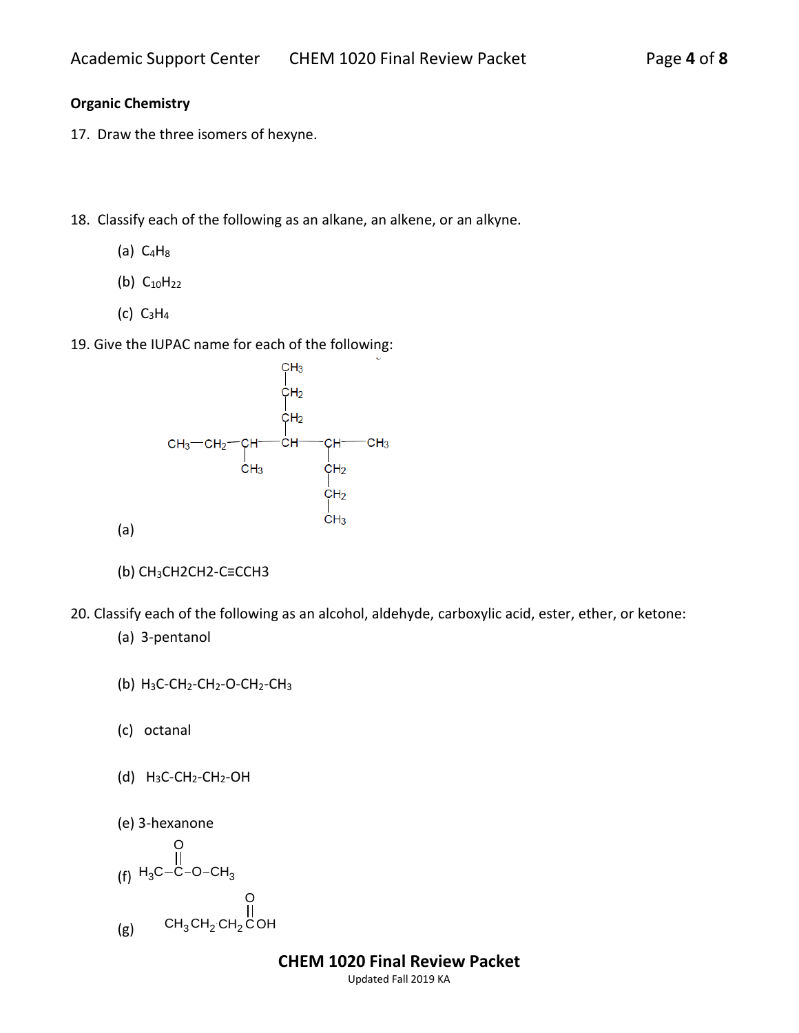## Organic Chemistry

17. Draw the three isomers of hexyne.

18. Classify each of the following as an alkane, an alkene, or an alkyne.

    (a) $C_4H_8$

    (b) $C_{10}H_{22}$

    (c) $C_3H_4$

19. Give the IUPAC name for each of the following:

    (a)

```
                         CH3
                          |
                         CH2
                          |
                         CH2
                          |
CH3—CH2—CH———————CH———————CH———CH3
         |                 |
        CH3               CH2
                           |
                          CH2
                           |
                          CH3
```

    (b) $CH_3CH2CH2\text{-}C{\equiv}CCH3$

20. Classify each of the following as an alcohol, aldehyde, carboxylic acid, ester, ether, or ketone:

    (a) 3-pentanol

    (b) $H_3C\text{-}CH_2\text{-}CH_2\text{-}O\text{-}CH_2\text{-}CH_3$

    (c) octanal

    (d) $H_3C\text{-}CH_2\text{-}CH_2\text{-}OH$

    (e) 3-hexanone

    (f)

```
       O
       ||
H3C—C—O—CH3
```

    (g)

```
                O
                ||
CH3CH2CH2COH
```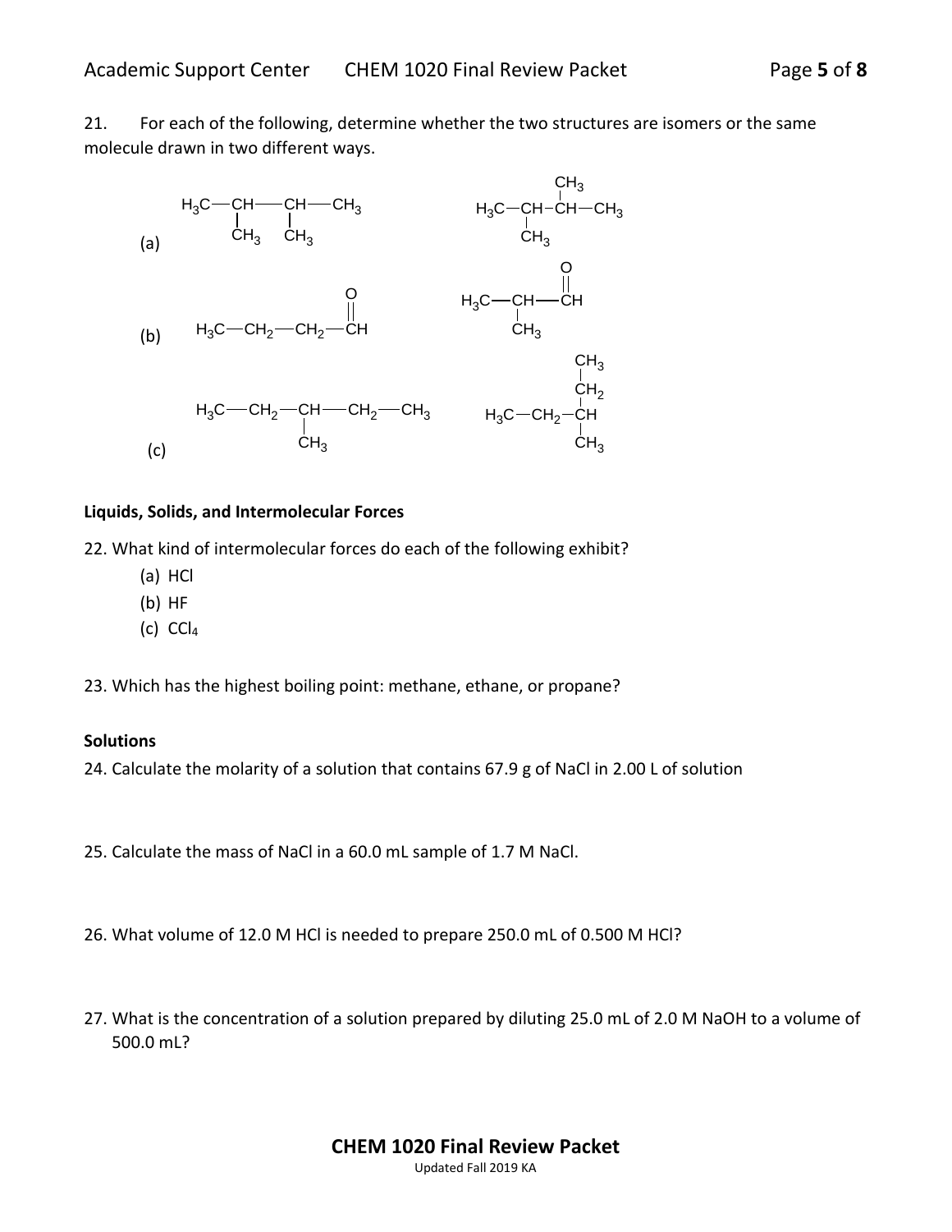21. For each of the following, determine whether the two structures are isomers or the same molecule drawn in two different ways.

(a)

```
H3C—CH——CH—CH3          CH3
    |    |               |
    CH3  CH3     H3C—CH—CH—CH3
                     |
                     CH3
```

(b)

```
                  O                    O
                  ||                   ||
H3C—CH2—CH2—CH          H3C—CH—CH
                             |
                             CH3
```

(c)

```
                                      CH3
                                      |
                                      CH2
H3C—CH2—CH—CH2—CH3                    |
        |                  H3C—CH2—CH
        CH3                           |
                                      CH3
```

**Liquids, Solids, and Intermolecular Forces**

22. What kind of intermolecular forces do each of the following exhibit?
   (a) HCl
   (b) HF
   (c) $CCl_4$

23. Which has the highest boiling point: methane, ethane, or propane?

**Solutions**

24. Calculate the molarity of a solution that contains 67.9 g of NaCl in 2.00 L of solution

25. Calculate the mass of NaCl in a 60.0 mL sample of 1.7 M NaCl.

26. What volume of 12.0 M HCl is needed to prepare 250.0 mL of 0.500 M HCl?

27. What is the concentration of a solution prepared by diluting 25.0 mL of 2.0 M NaOH to a volume of 500.0 mL?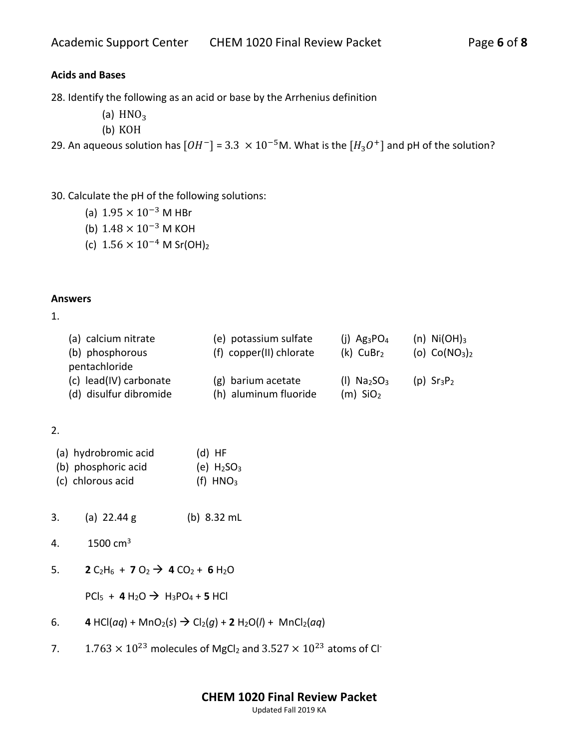### Acids and Bases

28. Identify the following as an acid or base by the Arrhenius definition

    (a) $HNO_3$

    (b) $KOH$

29. An aqueous solution has $[OH^-]$ = $3.3 \times 10^{-5}$M. What is the $[H_3O^+]$ and pH of the solution?

30. Calculate the pH of the following solutions:

    (a) $1.95 \times 10^{-3}$ M HBr

    (b) $1.48 \times 10^{-3}$ M KOH

    (c) $1.56 \times 10^{-4}$ M $Sr(OH)_2$

### Answers

1.

| | | | |
|---|---|---|---|
| (a) calcium nitrate | (e) potassium sulfate | (j) $Ag_3PO_4$ | (n) $Ni(OH)_3$ |
| (b) phosphorous pentachloride | (f) copper(II) chlorate | (k) $CuBr_2$ | (o) $Co(NO_3)_2$ |
| (c) lead(IV) carbonate | (g) barium acetate | (l) $Na_2SO_3$ | (p) $Sr_3P_2$ |
| (d) disulfur dibromide | (h) aluminum fluoride | (m) $SiO_2$ | |

2.

| | |
|---|---|
| (a) hydrobromic acid | (d) HF |
| (b) phosphoric acid | (e) $H_2SO_3$ |
| (c) chlorous acid | (f) $HNO_3$ |

3. (a) 22.44 g (b) 8.32 mL

4. 1500 $cm^3$

5. **2** $C_2H_6$ + **7** $O_2$ → **4** $CO_2$ + **6** $H_2O$

   $PCl_5$ + **4** $H_2O$ → $H_3PO_4$ + **5** HCl

6. **4** HCl(*aq*) + $MnO_2$(*s*) → $Cl_2$(*g*) + **2** $H_2O$(*l*) + $MnCl_2$(*aq*)

7. $1.763 \times 10^{23}$ molecules of $MgCl_2$ and $3.527 \times 10^{23}$ atoms of $Cl^-$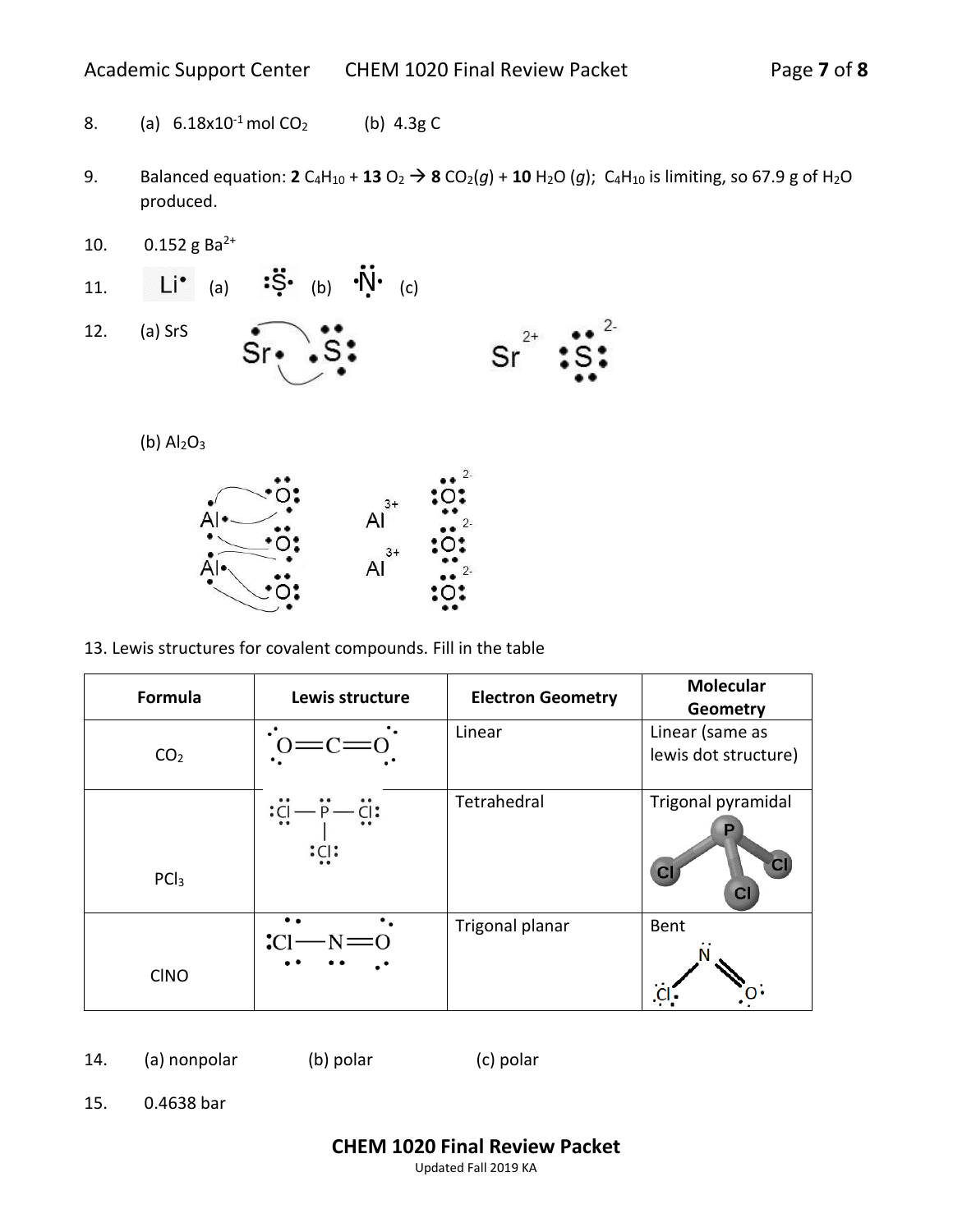8. (a) $6.18 \times 10^{-1}$ mol $CO_2$ (b) 4.3g C

9. Balanced equation: **2** $C_4H_{10}$ + **13** $O_2$ → **8** $CO_2(g)$ + **10** $H_2O$ $(g)$; $C_4H_{10}$ is limiting, so 67.9 g of $H_2O$ produced.

10. 0.152 g $Ba^{2+}$

11. Li• (a) :S̤̈• (b) •N̈• (c)

12. (a) SrS

$Sr^{2+}$ $[:S:]^{2-}$

(b) $Al_2O_3$

$Al^{3+}$ $Al^{3+}$ $[:O:]^{2-}$ $[:O:]^{2-}$ $[:O:]^{2-}$

13. Lewis structures for covalent compounds. Fill in the table

| Formula | Lewis structure | Electron Geometry | Molecular Geometry |
|---|---|---|---|
| $CO_2$ | O=C=O | Linear | Linear (same as lewis dot structure) |
| $PCl_3$ | Cl—P—Cl with Cl below P | Tetrahedral | Trigonal pyramidal |
| ClNO | Cl—N=O | Trigonal planar | Bent |

14. (a) nonpolar (b) polar (c) polar

15. 0.4638 bar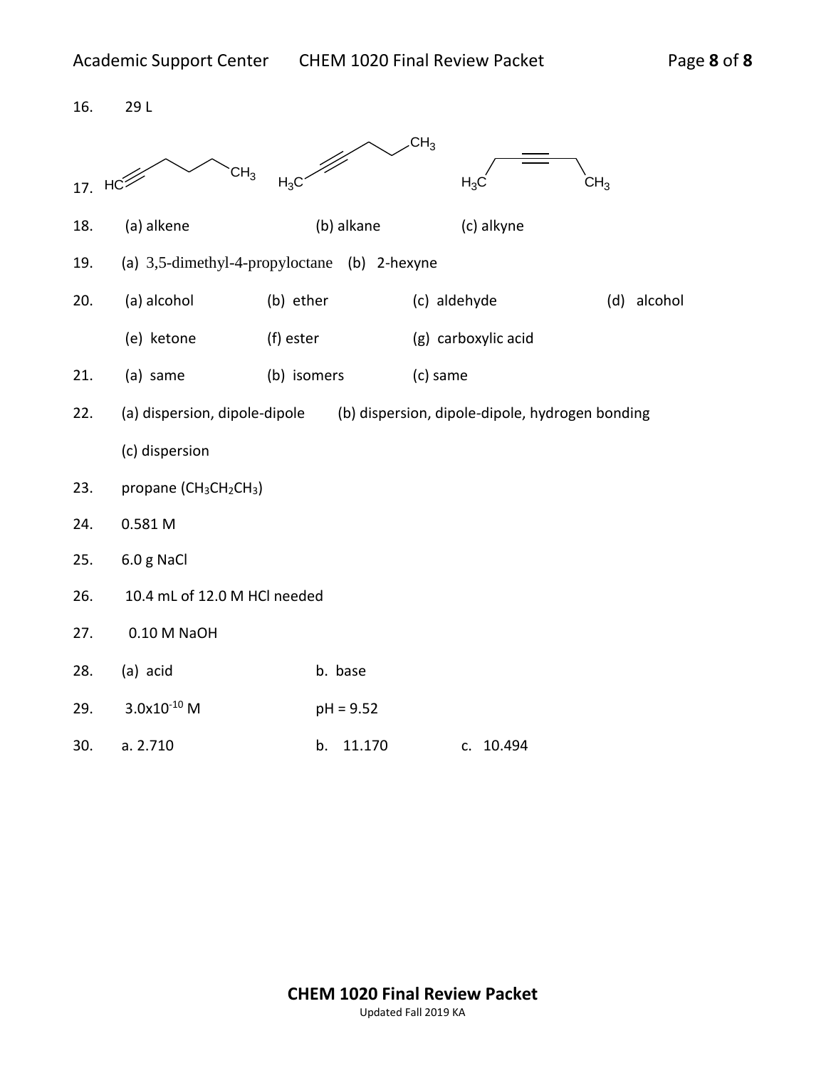16. 29 L

17. HC≡C–CH₂CH₂CH₃    H₃C–C≡C–CH₂CH₃    H₃C–CH₂–C≡C–CH₂–CH₃

18. (a) alkene (b) alkane (c) alkyne

19. (a) 3,5-dimethyl-4-propyloctane (b) 2-hexyne

20. (a) alcohol (b) ether (c) aldehyde (d) alcohol

    (e) ketone (f) ester (g) carboxylic acid

21. (a) same (b) isomers (c) same

22. (a) dispersion, dipole-dipole (b) dispersion, dipole-dipole, hydrogen bonding

    (c) dispersion

23. propane ($CH_3CH_2CH_3$)

24. 0.581 M

25. 6.0 g NaCl

26. 10.4 mL of 12.0 M HCl needed

27. 0.10 M NaOH

28. (a) acid b. base

29. $3.0 \times 10^{-10}$ M pH = 9.52

30. a. 2.710 b. 11.170 c. 10.494